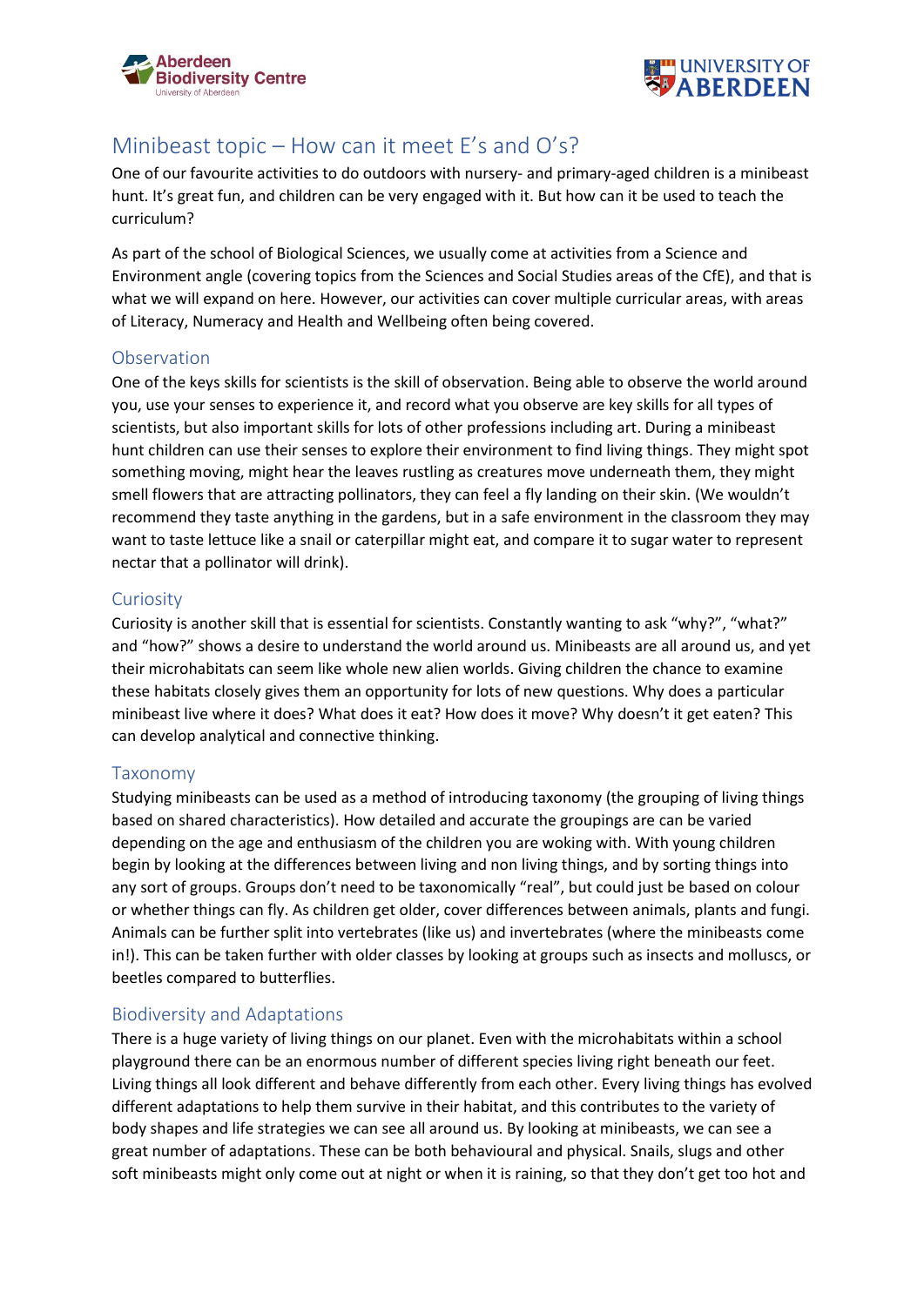# Minibeast topic – How can it meet E's and O's?

One of our favourite activities to do outdoors with nursery- and primary-aged children is a minibeast hunt. It's great fun, and children can be very engaged with it. But how can it be used to teach the curriculum?

As part of the school of Biological Sciences, we usually come at activities from a Science and Environment angle (covering topics from the Sciences and Social Studies areas of the CfE), and that is what we will expand on here. However, our activities can cover multiple curricular areas, with areas of Literacy, Numeracy and Health and Wellbeing often being covered.

## Observation

One of the keys skills for scientists is the skill of observation. Being able to observe the world around you, use your senses to experience it, and record what you observe are key skills for all types of scientists, but also important skills for lots of other professions including art. During a minibeast hunt children can use their senses to explore their environment to find living things. They might spot something moving, might hear the leaves rustling as creatures move underneath them, they might smell flowers that are attracting pollinators, they can feel a fly landing on their skin. (We wouldn't recommend they taste anything in the gardens, but in a safe environment in the classroom they may want to taste lettuce like a snail or caterpillar might eat, and compare it to sugar water to represent nectar that a pollinator will drink).

## Curiosity

Curiosity is another skill that is essential for scientists. Constantly wanting to ask "why?", "what?" and "how?" shows a desire to understand the world around us. Minibeasts are all around us, and yet their microhabitats can seem like whole new alien worlds. Giving children the chance to examine these habitats closely gives them an opportunity for lots of new questions. Why does a particular minibeast live where it does? What does it eat? How does it move? Why doesn't it get eaten? This can develop analytical and connective thinking.

## Taxonomy

Studying minibeasts can be used as a method of introducing taxonomy (the grouping of living things based on shared characteristics). How detailed and accurate the groupings are can be varied depending on the age and enthusiasm of the children you are woking with. With young children begin by looking at the differences between living and non living things, and by sorting things into any sort of groups. Groups don't need to be taxonomically "real", but could just be based on colour or whether things can fly. As children get older, cover differences between animals, plants and fungi. Animals can be further split into vertebrates (like us) and invertebrates (where the minibeasts come in!). This can be taken further with older classes by looking at groups such as insects and molluscs, or beetles compared to butterflies.

## Biodiversity and Adaptations

There is a huge variety of living things on our planet. Even with the microhabitats within a school playground there can be an enormous number of different species living right beneath our feet. Living things all look different and behave differently from each other. Every living things has evolved different adaptations to help them survive in their habitat, and this contributes to the variety of body shapes and life strategies we can see all around us. By looking at minibeasts, we can see a great number of adaptations. These can be both behavioural and physical. Snails, slugs and other soft minibeasts might only come out at night or when it is raining, so that they don't get too hot and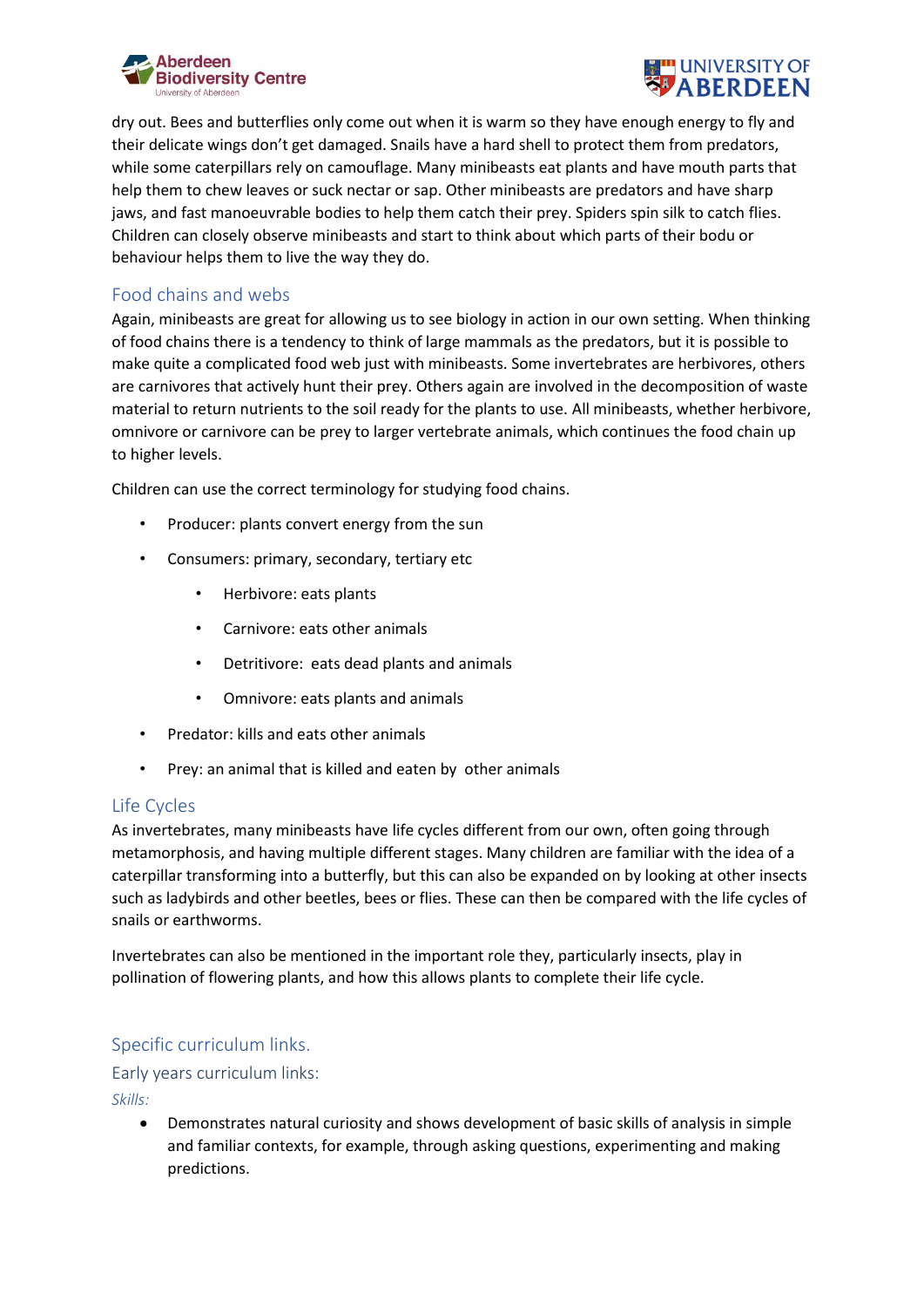dry out. Bees and butterflies only come out when it is warm so they have enough energy to fly and their delicate wings don't get damaged. Snails have a hard shell to protect them from predators, while some caterpillars rely on camouflage. Many minibeasts eat plants and have mouth parts that help them to chew leaves or suck nectar or sap. Other minibeasts are predators and have sharp jaws, and fast manoeuvrable bodies to help them catch their prey. Spiders spin silk to catch flies. Children can closely observe minibeasts and start to think about which parts of their bodu or behaviour helps them to live the way they do.

## Food chains and webs

Again, minibeasts are great for allowing us to see biology in action in our own setting. When thinking of food chains there is a tendency to think of large mammals as the predators, but it is possible to make quite a complicated food web just with minibeasts. Some invertebrates are herbivores, others are carnivores that actively hunt their prey. Others again are involved in the decomposition of waste material to return nutrients to the soil ready for the plants to use. All minibeasts, whether herbivore, omnivore or carnivore can be prey to larger vertebrate animals, which continues the food chain up to higher levels.

Children can use the correct terminology for studying food chains.

- Producer: plants convert energy from the sun
- Consumers: primary, secondary, tertiary etc
    - Herbivore: eats plants
    - Carnivore: eats other animals
    - Detritivore: eats dead plants and animals
    - Omnivore: eats plants and animals
- Predator: kills and eats other animals
- Prey: an animal that is killed and eaten by other animals

## Life Cycles

As invertebrates, many minibeasts have life cycles different from our own, often going through metamorphosis, and having multiple different stages. Many children are familiar with the idea of a caterpillar transforming into a butterfly, but this can also be expanded on by looking at other insects such as ladybirds and other beetles, bees or flies. These can then be compared with the life cycles of snails or earthworms.

Invertebrates can also be mentioned in the important role they, particularly insects, play in pollination of flowering plants, and how this allows plants to complete their life cycle.

## Specific curriculum links.

### Early years curriculum links:

*Skills:*

- Demonstrates natural curiosity and shows development of basic skills of analysis in simple and familiar contexts, for example, through asking questions, experimenting and making predictions.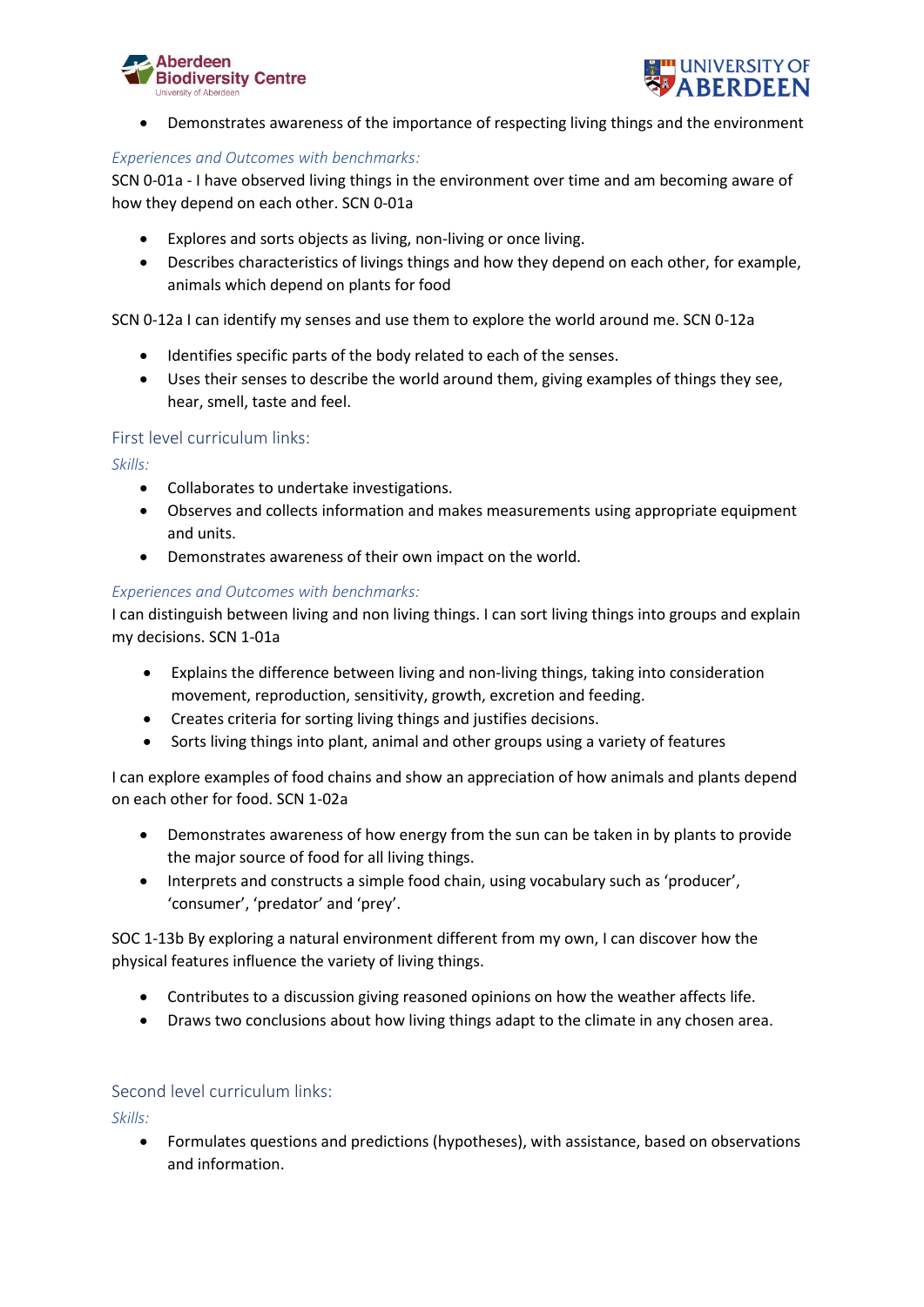- Demonstrates awareness of the importance of respecting living things and the environment

*Experiences and Outcomes with benchmarks:*

SCN 0-01a - I have observed living things in the environment over time and am becoming aware of how they depend on each other. SCN 0-01a

- Explores and sorts objects as living, non-living or once living.
- Describes characteristics of livings things and how they depend on each other, for example, animals which depend on plants for food

SCN 0-12a I can identify my senses and use them to explore the world around me. SCN 0-12a

- Identifies specific parts of the body related to each of the senses.
- Uses their senses to describe the world around them, giving examples of things they see, hear, smell, taste and feel.

## First level curriculum links:

*Skills:*

- Collaborates to undertake investigations.
- Observes and collects information and makes measurements using appropriate equipment and units.
- Demonstrates awareness of their own impact on the world.

*Experiences and Outcomes with benchmarks:*

I can distinguish between living and non living things. I can sort living things into groups and explain my decisions. SCN 1-01a

- Explains the difference between living and non-living things, taking into consideration movement, reproduction, sensitivity, growth, excretion and feeding.
- Creates criteria for sorting living things and justifies decisions.
- Sorts living things into plant, animal and other groups using a variety of features

I can explore examples of food chains and show an appreciation of how animals and plants depend on each other for food. SCN 1-02a

- Demonstrates awareness of how energy from the sun can be taken in by plants to provide the major source of food for all living things.
- Interprets and constructs a simple food chain, using vocabulary such as 'producer', 'consumer', 'predator' and 'prey'.

SOC 1-13b By exploring a natural environment different from my own, I can discover how the physical features influence the variety of living things.

- Contributes to a discussion giving reasoned opinions on how the weather affects life.
- Draws two conclusions about how living things adapt to the climate in any chosen area.

## Second level curriculum links:

*Skills:*

- Formulates questions and predictions (hypotheses), with assistance, based on observations and information.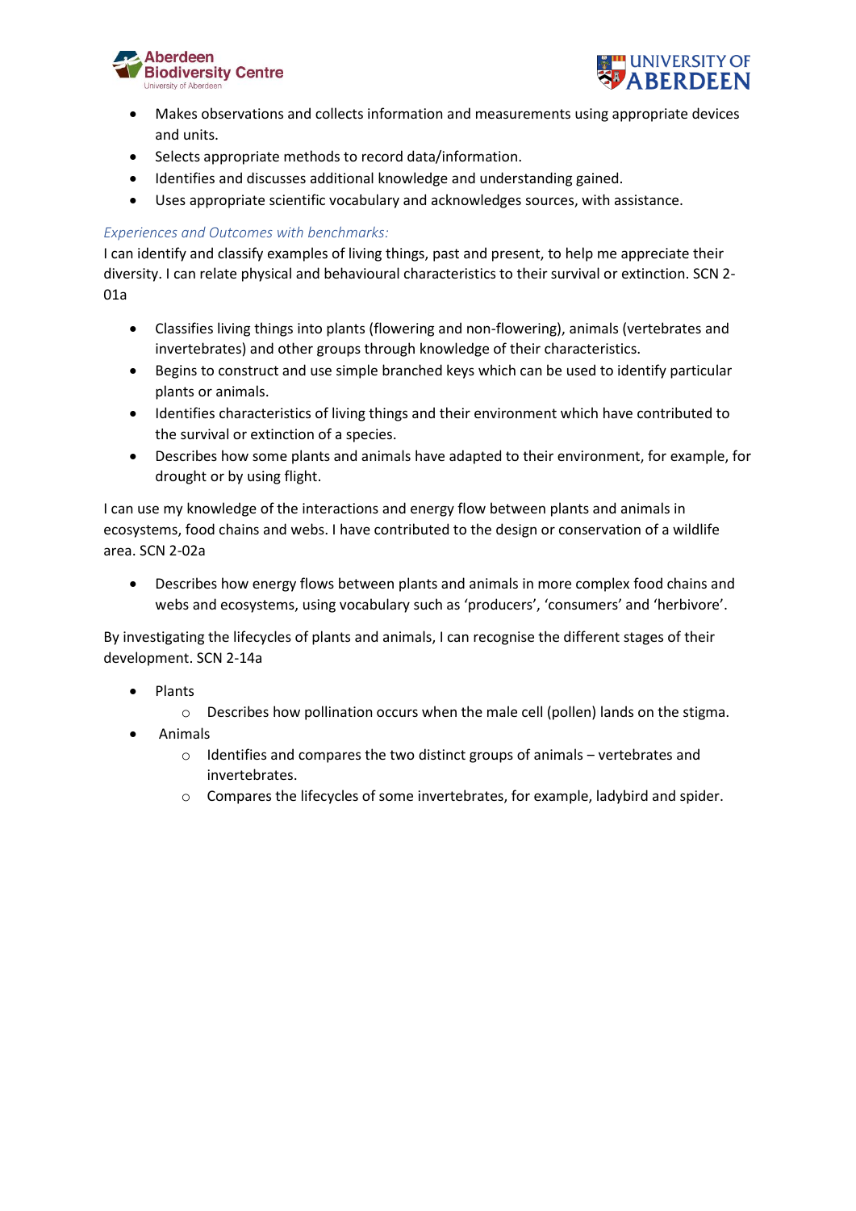- Makes observations and collects information and measurements using appropriate devices and units.
- Selects appropriate methods to record data/information.
- Identifies and discusses additional knowledge and understanding gained.
- Uses appropriate scientific vocabulary and acknowledges sources, with assistance.

*Experiences and Outcomes with benchmarks:*

I can identify and classify examples of living things, past and present, to help me appreciate their diversity. I can relate physical and behavioural characteristics to their survival or extinction. SCN 2-01a

- Classifies living things into plants (flowering and non-flowering), animals (vertebrates and invertebrates) and other groups through knowledge of their characteristics.
- Begins to construct and use simple branched keys which can be used to identify particular plants or animals.
- Identifies characteristics of living things and their environment which have contributed to the survival or extinction of a species.
- Describes how some plants and animals have adapted to their environment, for example, for drought or by using flight.

I can use my knowledge of the interactions and energy flow between plants and animals in ecosystems, food chains and webs. I have contributed to the design or conservation of a wildlife area. SCN 2-02a

- Describes how energy flows between plants and animals in more complex food chains and webs and ecosystems, using vocabulary such as 'producers', 'consumers' and 'herbivore'.

By investigating the lifecycles of plants and animals, I can recognise the different stages of their development. SCN 2-14a

- Plants
  - Describes how pollination occurs when the male cell (pollen) lands on the stigma.
- Animals
  - Identifies and compares the two distinct groups of animals – vertebrates and invertebrates.
  - Compares the lifecycles of some invertebrates, for example, ladybird and spider.